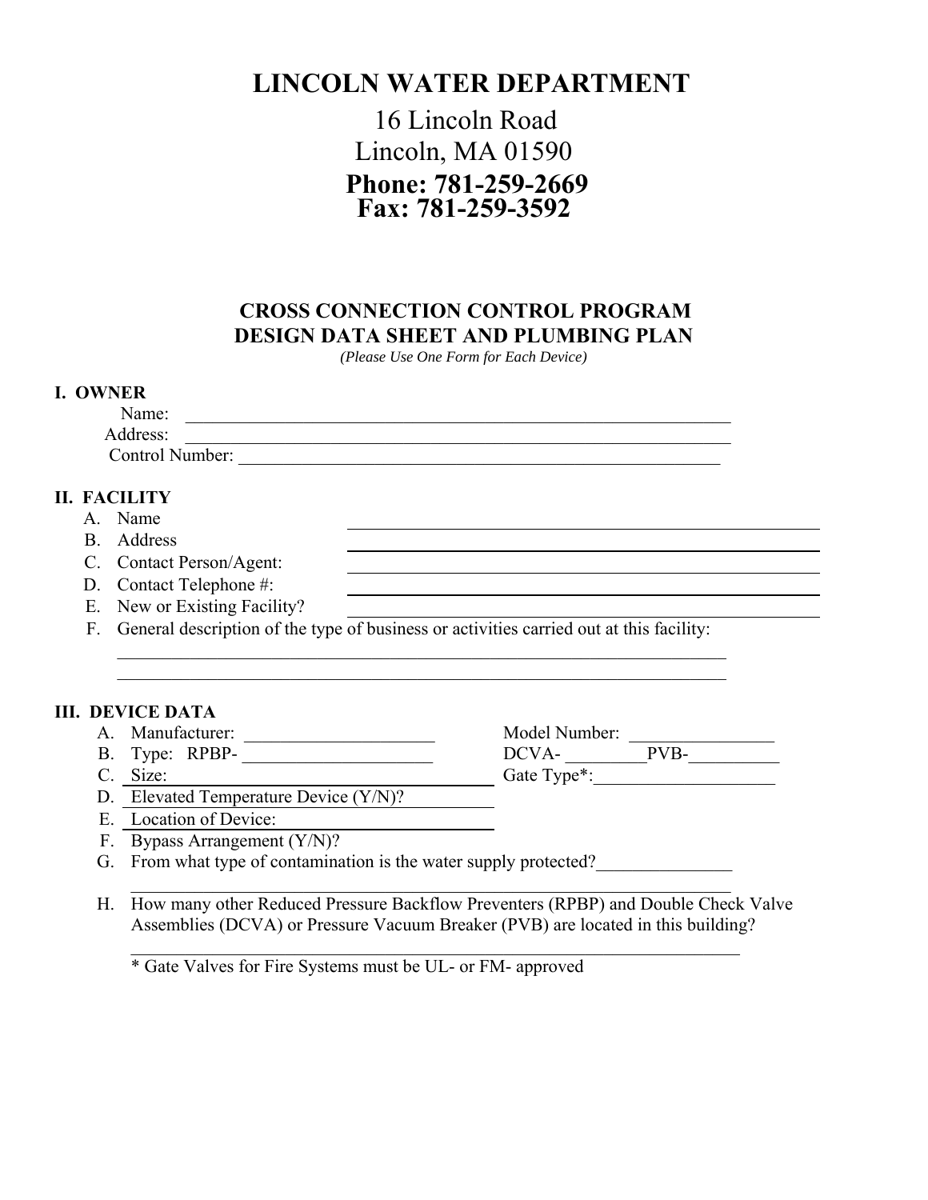# LINCOLN WATER DEPARTMENT

16 Lincoln Road
Lincoln, MA 01590
**Phone: 781-259-2669**
**Fax: 781-259-3592**

## CROSS CONNECTION CONTROL PROGRAM
## DESIGN DATA SHEET AND PLUMBING PLAN

*(Please Use One Form for Each Device)*

### I. OWNER

Name: ______________________________________________________________

Address: ______________________________________________________________

Control Number: ______________________________________________________

### II. FACILITY

A. Name ______________________________________________________

B. Address ______________________________________________________

C. Contact Person/Agent: ______________________________________________________

D. Contact Telephone #: ______________________________________________________

E. New or Existing Facility? ______________________________________________________

F. General description of the type of business or activities carried out at this facility:

______________________________________________________________________

______________________________________________________________________

### III. DEVICE DATA

A. Manufacturer: ______________________ Model Number: ________________

B. Type: RPBP- ______________________ DCVA- _________PVB-__________

C. Size: ______________________________ Gate Type*:____________________

D. Elevated Temperature Device (Y/N)? ____________

E. Location of Device: ____________________

F. Bypass Arrangement (Y/N)?

G. From what type of contamination is the water supply protected?_______________

______________________________________________________________________

H. How many other Reduced Pressure Backflow Preventers (RPBP) and Double Check Valve Assemblies (DCVA) or Pressure Vacuum Breaker (PVB) are located in this building?

______________________________________________________________________

\* Gate Valves for Fire Systems must be UL- or FM- approved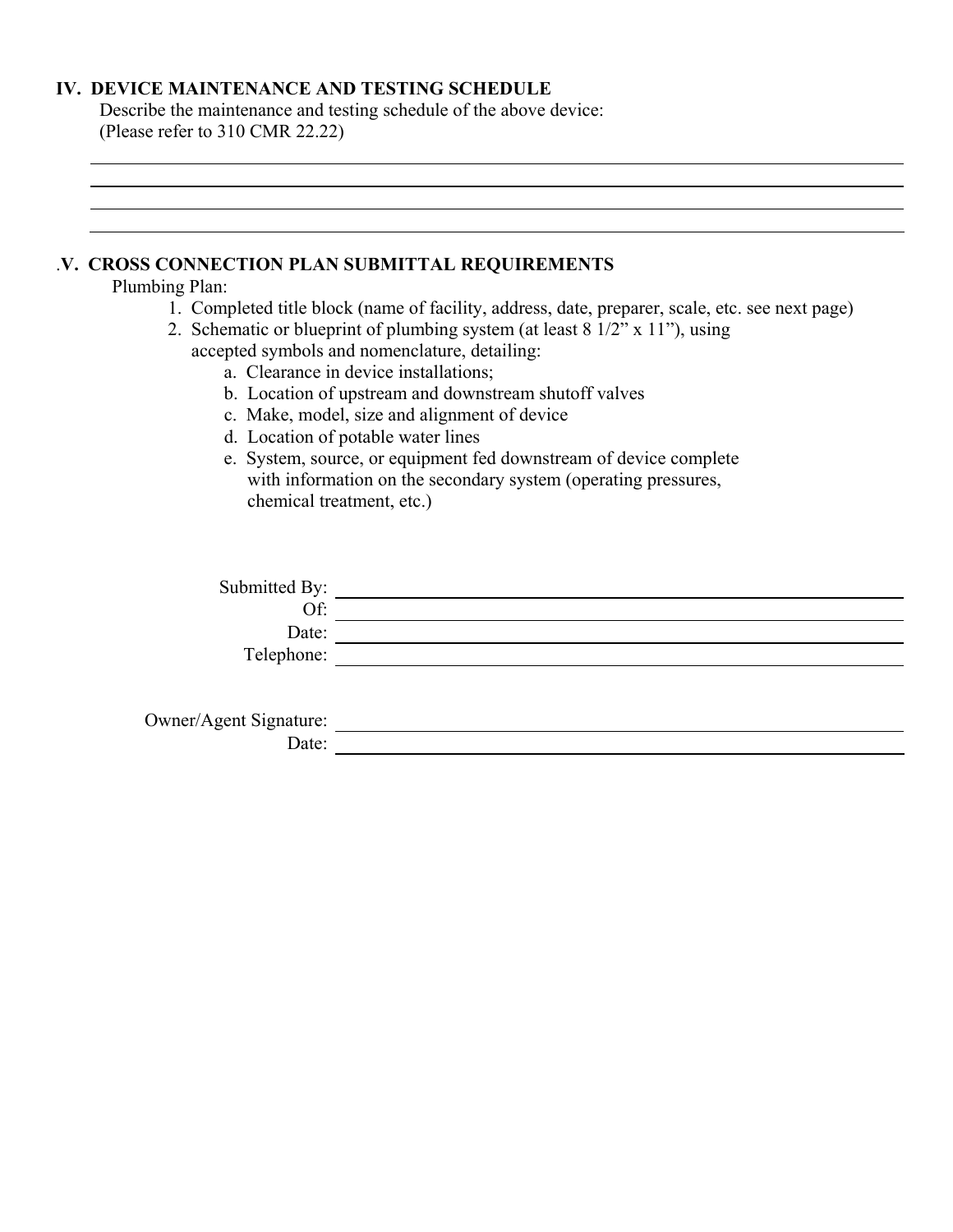## IV. DEVICE MAINTENANCE AND TESTING SCHEDULE

Describe the maintenance and testing schedule of the above device:
(Please refer to 310 CMR 22.22)

\_\_\_\_\_\_\_\_\_\_\_\_\_\_\_\_\_\_\_\_\_\_\_\_\_\_\_\_\_\_\_\_\_\_\_\_\_\_\_\_\_\_\_\_\_\_\_\_\_\_\_\_\_\_\_\_\_\_\_\_\_\_\_\_\_\_\_\_\_\_

\_\_\_\_\_\_\_\_\_\_\_\_\_\_\_\_\_\_\_\_\_\_\_\_\_\_\_\_\_\_\_\_\_\_\_\_\_\_\_\_\_\_\_\_\_\_\_\_\_\_\_\_\_\_\_\_\_\_\_\_\_\_\_\_\_\_\_\_\_\_

\_\_\_\_\_\_\_\_\_\_\_\_\_\_\_\_\_\_\_\_\_\_\_\_\_\_\_\_\_\_\_\_\_\_\_\_\_\_\_\_\_\_\_\_\_\_\_\_\_\_\_\_\_\_\_\_\_\_\_\_\_\_\_\_\_\_\_\_\_\_

\_\_\_\_\_\_\_\_\_\_\_\_\_\_\_\_\_\_\_\_\_\_\_\_\_\_\_\_\_\_\_\_\_\_\_\_\_\_\_\_\_\_\_\_\_\_\_\_\_\_\_\_\_\_\_\_\_\_\_\_\_\_\_\_\_\_\_\_\_\_

## .V. CROSS CONNECTION PLAN SUBMITTAL REQUIREMENTS

Plumbing Plan:

1. Completed title block (name of facility, address, date, preparer, scale, etc. see next page)
2. Schematic or blueprint of plumbing system (at least 8 1/2" x 11"), using accepted symbols and nomenclature, detailing:
   - a. Clearance in device installations;
   - b. Location of upstream and downstream shutoff valves
   - c. Make, model, size and alignment of device
   - d. Location of potable water lines
   - e. System, source, or equipment fed downstream of device complete with information on the secondary system (operating pressures, chemical treatment, etc.)

Submitted By: \_\_\_\_\_\_\_\_\_\_\_\_\_\_\_\_\_\_\_\_\_\_\_\_\_\_\_\_\_\_\_\_\_\_\_\_\_\_\_\_

Of: \_\_\_\_\_\_\_\_\_\_\_\_\_\_\_\_\_\_\_\_\_\_\_\_\_\_\_\_\_\_\_\_\_\_\_\_\_\_\_\_

Date: \_\_\_\_\_\_\_\_\_\_\_\_\_\_\_\_\_\_\_\_\_\_\_\_\_\_\_\_\_\_\_\_\_\_\_\_\_\_\_\_

Telephone: \_\_\_\_\_\_\_\_\_\_\_\_\_\_\_\_\_\_\_\_\_\_\_\_\_\_\_\_\_\_\_\_\_\_\_\_\_\_\_\_

Owner/Agent Signature: \_\_\_\_\_\_\_\_\_\_\_\_\_\_\_\_\_\_\_\_\_\_\_\_\_\_\_\_\_\_\_\_\_\_\_\_\_\_\_\_

Date: \_\_\_\_\_\_\_\_\_\_\_\_\_\_\_\_\_\_\_\_\_\_\_\_\_\_\_\_\_\_\_\_\_\_\_\_\_\_\_\_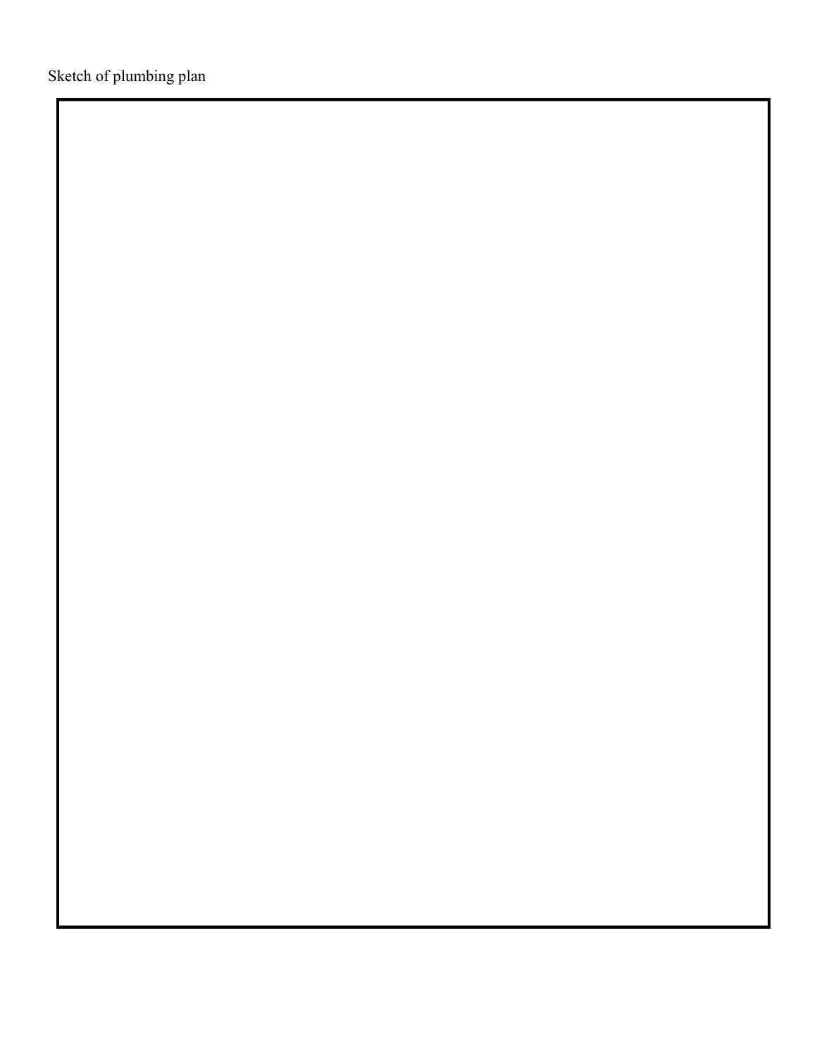Sketch of plumbing plan